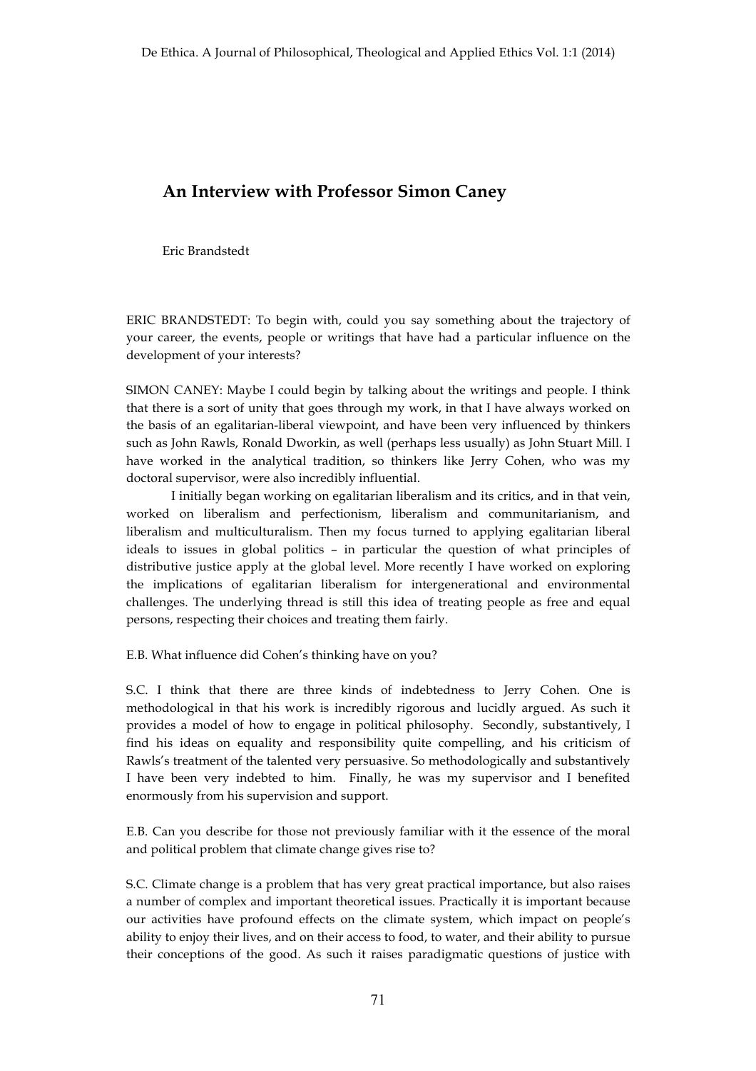# An Interview with Professor Simon Caney

Eric Brandstedt

ERIC BRANDSTEDT: To begin with, could you say something about the trajectory of your career, the events, people or writings that have had a particular influence on the development of your interests?

SIMON CANEY: Maybe I could begin by talking about the writings and people. I think that there is a sort of unity that goes through my work, in that I have always worked on the basis of an egalitarian-liberal viewpoint, and have been very influenced by thinkers such as John Rawls, Ronald Dworkin, as well (perhaps less usually) as John Stuart Mill. I have worked in the analytical tradition, so thinkers like Jerry Cohen, who was my doctoral supervisor, were also incredibly influential.

I initially began working on egalitarian liberalism and its critics, and in that vein, worked on liberalism and perfectionism, liberalism and communitarianism, and liberalism and multiculturalism. Then my focus turned to applying egalitarian liberal ideals to issues in global politics – in particular the question of what principles of distributive justice apply at the global level. More recently I have worked on exploring the implications of egalitarian liberalism for intergenerational and environmental challenges. The underlying thread is still this idea of treating people as free and equal persons, respecting their choices and treating them fairly.

E.B. What influence did Cohen's thinking have on you?

S.C. I think that there are three kinds of indebtedness to Jerry Cohen. One is methodological in that his work is incredibly rigorous and lucidly argued. As such it provides a model of how to engage in political philosophy. Secondly, substantively, I find his ideas on equality and responsibility quite compelling, and his criticism of Rawls's treatment of the talented very persuasive. So methodologically and substantively I have been very indebted to him. Finally, he was my supervisor and I benefited enormously from his supervision and support.

E.B. Can you describe for those not previously familiar with it the essence of the moral and political problem that climate change gives rise to?

S.C. Climate change is a problem that has very great practical importance, but also raises a number of complex and important theoretical issues. Practically it is important because our activities have profound effects on the climate system, which impact on people's ability to enjoy their lives, and on their access to food, to water, and their ability to pursue their conceptions of the good. As such it raises paradigmatic questions of justice with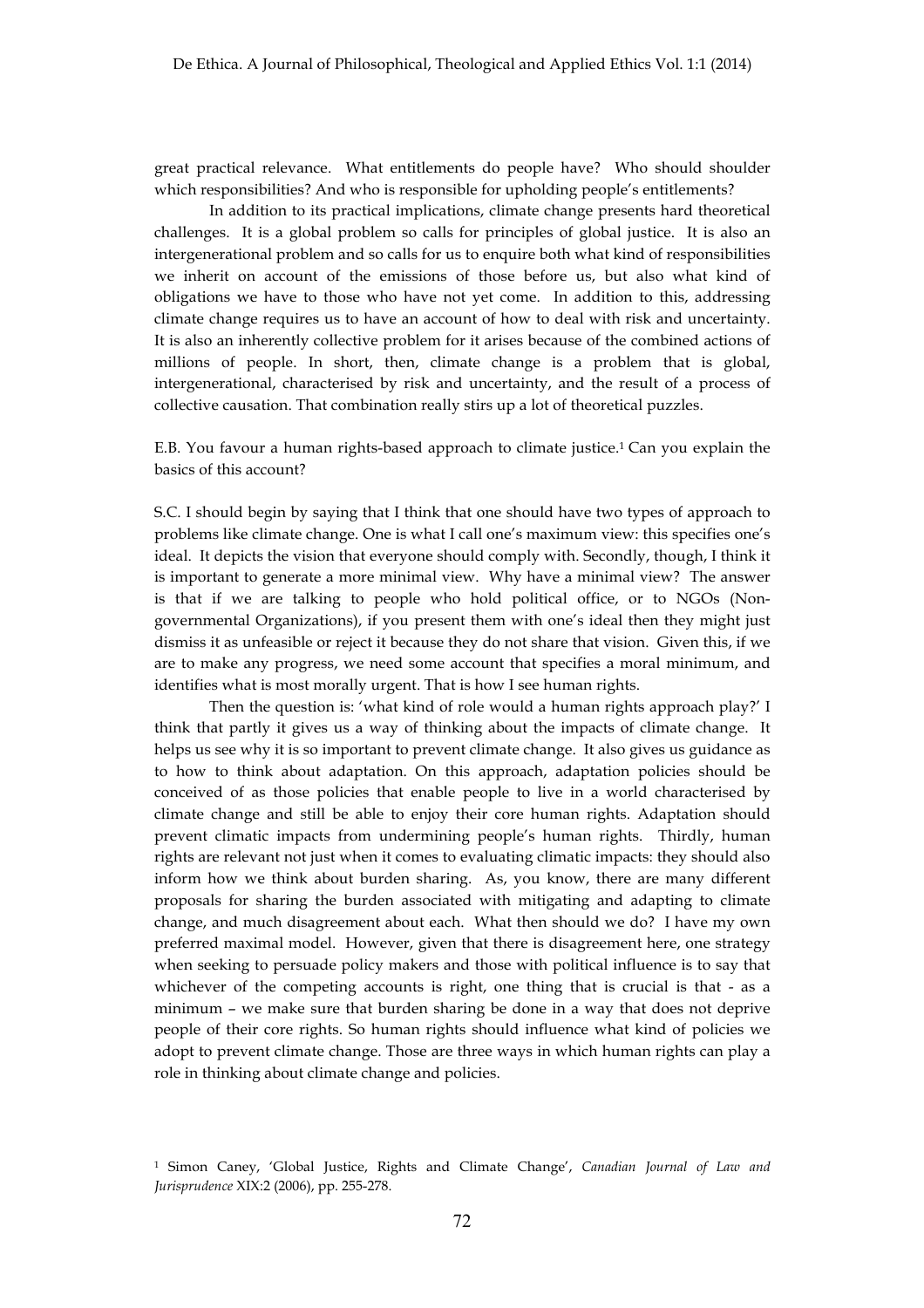great practical relevance. What entitlements do people have? Who should shoulder which responsibilities? And who is responsible for upholding people's entitlements?

In addition to its practical implications, climate change presents hard theoretical challenges. It is a global problem so calls for principles of global justice. It is also an intergenerational problem and so calls for us to enquire both what kind of responsibilities we inherit on account of the emissions of those before us, but also what kind of obligations we have to those who have not yet come. In addition to this, addressing climate change requires us to have an account of how to deal with risk and uncertainty. It is also an inherently collective problem for it arises because of the combined actions of millions of people. In short, then, climate change is a problem that is global, intergenerational, characterised by risk and uncertainty, and the result of a process of collective causation. That combination really stirs up a lot of theoretical puzzles.

E.B. You favour a human rights-based approach to climate justice.[1] Can you explain the basics of this account?

S.C. I should begin by saying that I think that one should have two types of approach to problems like climate change. One is what I call one's maximum view: this specifies one's ideal. It depicts the vision that everyone should comply with. Secondly, though, I think it is important to generate a more minimal view. Why have a minimal view? The answer is that if we are talking to people who hold political office, or to NGOs (Non-governmental Organizations), if you present them with one's ideal then they might just dismiss it as unfeasible or reject it because they do not share that vision. Given this, if we are to make any progress, we need some account that specifies a moral minimum, and identifies what is most morally urgent. That is how I see human rights.

Then the question is: 'what kind of role would a human rights approach play?' I think that partly it gives us a way of thinking about the impacts of climate change. It helps us see why it is so important to prevent climate change. It also gives us guidance as to how to think about adaptation. On this approach, adaptation policies should be conceived of as those policies that enable people to live in a world characterised by climate change and still be able to enjoy their core human rights. Adaptation should prevent climatic impacts from undermining people's human rights. Thirdly, human rights are relevant not just when it comes to evaluating climatic impacts: they should also inform how we think about burden sharing. As, you know, there are many different proposals for sharing the burden associated with mitigating and adapting to climate change, and much disagreement about each. What then should we do? I have my own preferred maximal model. However, given that there is disagreement here, one strategy when seeking to persuade policy makers and those with political influence is to say that whichever of the competing accounts is right, one thing that is crucial is that - as a minimum – we make sure that burden sharing be done in a way that does not deprive people of their core rights. So human rights should influence what kind of policies we adopt to prevent climate change. Those are three ways in which human rights can play a role in thinking about climate change and policies.

[1] Simon Caney, 'Global Justice, Rights and Climate Change', *Canadian Journal of Law and Jurisprudence* XIX:2 (2006), pp. 255-278.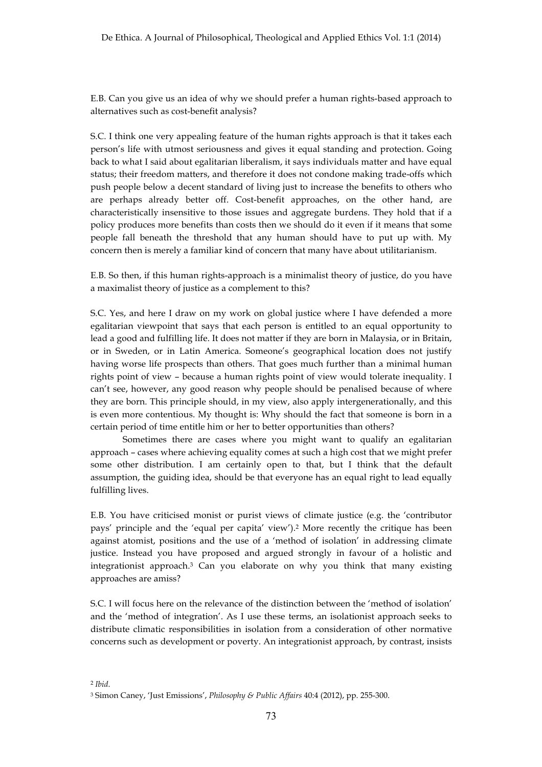E.B. Can you give us an idea of why we should prefer a human rights-based approach to alternatives such as cost-benefit analysis?

S.C. I think one very appealing feature of the human rights approach is that it takes each person's life with utmost seriousness and gives it equal standing and protection. Going back to what I said about egalitarian liberalism, it says individuals matter and have equal status; their freedom matters, and therefore it does not condone making trade-offs which push people below a decent standard of living just to increase the benefits to others who are perhaps already better off. Cost-benefit approaches, on the other hand, are characteristically insensitive to those issues and aggregate burdens. They hold that if a policy produces more benefits than costs then we should do it even if it means that some people fall beneath the threshold that any human should have to put up with. My concern then is merely a familiar kind of concern that many have about utilitarianism.

E.B. So then, if this human rights-approach is a minimalist theory of justice, do you have a maximalist theory of justice as a complement to this?

S.C. Yes, and here I draw on my work on global justice where I have defended a more egalitarian viewpoint that says that each person is entitled to an equal opportunity to lead a good and fulfilling life. It does not matter if they are born in Malaysia, or in Britain, or in Sweden, or in Latin America. Someone's geographical location does not justify having worse life prospects than others. That goes much further than a minimal human rights point of view – because a human rights point of view would tolerate inequality. I can't see, however, any good reason why people should be penalised because of where they are born. This principle should, in my view, also apply intergenerationally, and this is even more contentious. My thought is: Why should the fact that someone is born in a certain period of time entitle him or her to better opportunities than others?

Sometimes there are cases where you might want to qualify an egalitarian approach – cases where achieving equality comes at such a high cost that we might prefer some other distribution. I am certainly open to that, but I think that the default assumption, the guiding idea, should be that everyone has an equal right to lead equally fulfilling lives.

E.B. You have criticised monist or purist views of climate justice (e.g. the 'contributor pays' principle and the 'equal per capita' view).[2] More recently the critique has been against atomist, positions and the use of a 'method of isolation' in addressing climate justice. Instead you have proposed and argued strongly in favour of a holistic and integrationist approach.[3] Can you elaborate on why you think that many existing approaches are amiss?

S.C. I will focus here on the relevance of the distinction between the 'method of isolation' and the 'method of integration'. As I use these terms, an isolationist approach seeks to distribute climatic responsibilities in isolation from a consideration of other normative concerns such as development or poverty. An integrationist approach, by contrast, insists

[2] *Ibid*.

[3] Simon Caney, 'Just Emissions', *Philosophy & Public Affairs* 40:4 (2012), pp. 255-300.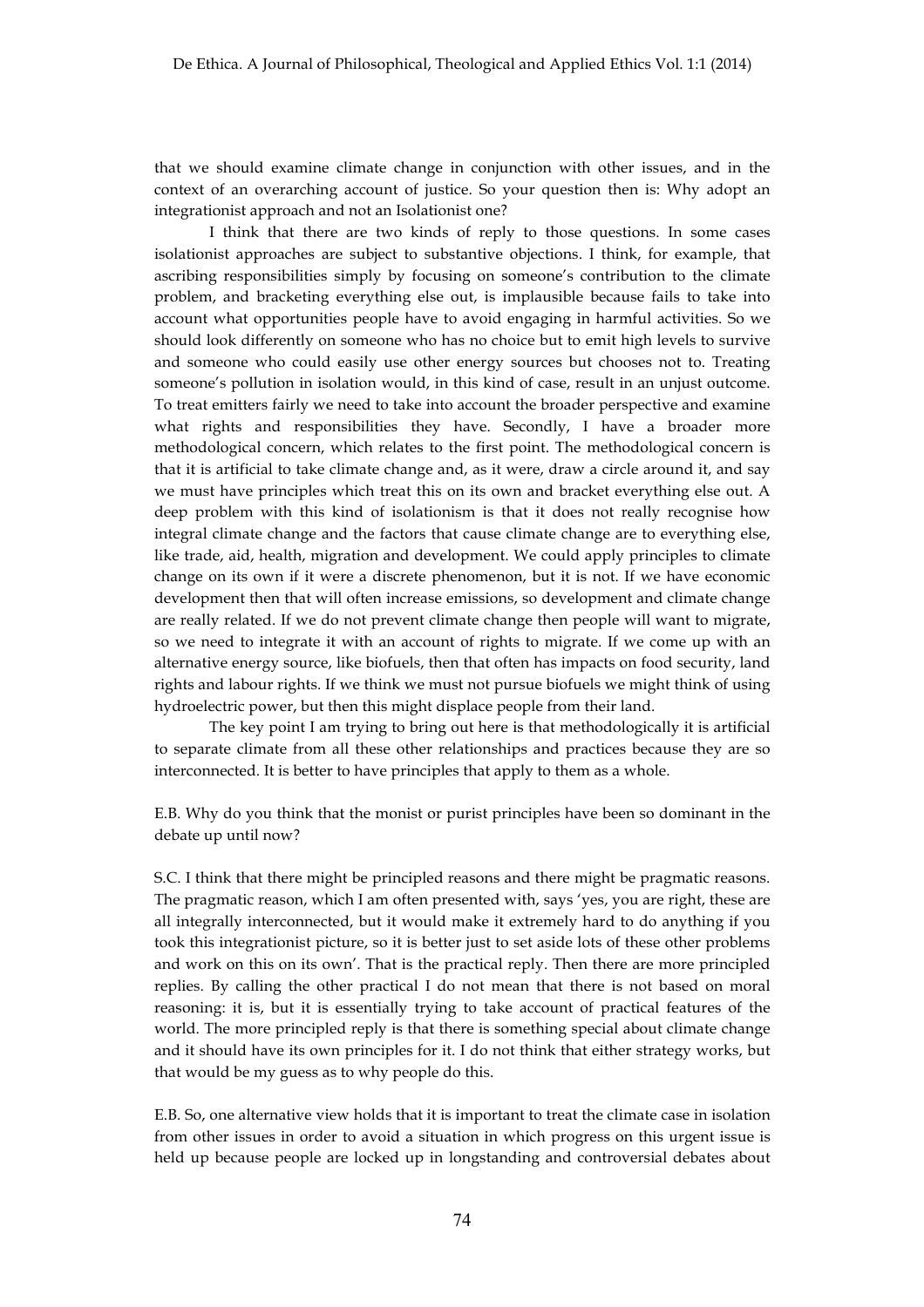that we should examine climate change in conjunction with other issues, and in the context of an overarching account of justice. So your question then is: Why adopt an integrationist approach and not an Isolationist one?

I think that there are two kinds of reply to those questions. In some cases isolationist approaches are subject to substantive objections. I think, for example, that ascribing responsibilities simply by focusing on someone's contribution to the climate problem, and bracketing everything else out, is implausible because fails to take into account what opportunities people have to avoid engaging in harmful activities. So we should look differently on someone who has no choice but to emit high levels to survive and someone who could easily use other energy sources but chooses not to. Treating someone's pollution in isolation would, in this kind of case, result in an unjust outcome. To treat emitters fairly we need to take into account the broader perspective and examine what rights and responsibilities they have. Secondly, I have a broader more methodological concern, which relates to the first point. The methodological concern is that it is artificial to take climate change and, as it were, draw a circle around it, and say we must have principles which treat this on its own and bracket everything else out. A deep problem with this kind of isolationism is that it does not really recognise how integral climate change and the factors that cause climate change are to everything else, like trade, aid, health, migration and development. We could apply principles to climate change on its own if it were a discrete phenomenon, but it is not. If we have economic development then that will often increase emissions, so development and climate change are really related. If we do not prevent climate change then people will want to migrate, so we need to integrate it with an account of rights to migrate. If we come up with an alternative energy source, like biofuels, then that often has impacts on food security, land rights and labour rights. If we think we must not pursue biofuels we might think of using hydroelectric power, but then this might displace people from their land.

The key point I am trying to bring out here is that methodologically it is artificial to separate climate from all these other relationships and practices because they are so interconnected. It is better to have principles that apply to them as a whole.

E.B. Why do you think that the monist or purist principles have been so dominant in the debate up until now?

S.C. I think that there might be principled reasons and there might be pragmatic reasons. The pragmatic reason, which I am often presented with, says 'yes, you are right, these are all integrally interconnected, but it would make it extremely hard to do anything if you took this integrationist picture, so it is better just to set aside lots of these other problems and work on this on its own'. That is the practical reply. Then there are more principled replies. By calling the other practical I do not mean that there is not based on moral reasoning: it is, but it is essentially trying to take account of practical features of the world. The more principled reply is that there is something special about climate change and it should have its own principles for it. I do not think that either strategy works, but that would be my guess as to why people do this.

E.B. So, one alternative view holds that it is important to treat the climate case in isolation from other issues in order to avoid a situation in which progress on this urgent issue is held up because people are locked up in longstanding and controversial debates about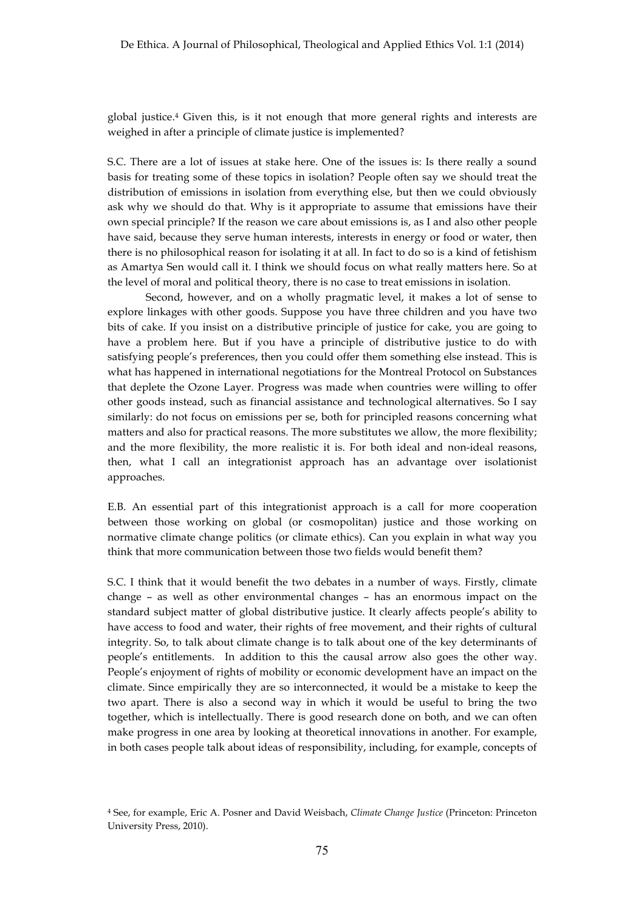global justice.[4] Given this, is it not enough that more general rights and interests are weighed in after a principle of climate justice is implemented?

S.C. There are a lot of issues at stake here. One of the issues is: Is there really a sound basis for treating some of these topics in isolation? People often say we should treat the distribution of emissions in isolation from everything else, but then we could obviously ask why we should do that. Why is it appropriate to assume that emissions have their own special principle? If the reason we care about emissions is, as I and also other people have said, because they serve human interests, interests in energy or food or water, then there is no philosophical reason for isolating it at all. In fact to do so is a kind of fetishism as Amartya Sen would call it. I think we should focus on what really matters here. So at the level of moral and political theory, there is no case to treat emissions in isolation.

Second, however, and on a wholly pragmatic level, it makes a lot of sense to explore linkages with other goods. Suppose you have three children and you have two bits of cake. If you insist on a distributive principle of justice for cake, you are going to have a problem here. But if you have a principle of distributive justice to do with satisfying people's preferences, then you could offer them something else instead. This is what has happened in international negotiations for the Montreal Protocol on Substances that deplete the Ozone Layer. Progress was made when countries were willing to offer other goods instead, such as financial assistance and technological alternatives. So I say similarly: do not focus on emissions per se, both for principled reasons concerning what matters and also for practical reasons. The more substitutes we allow, the more flexibility; and the more flexibility, the more realistic it is. For both ideal and non-ideal reasons, then, what I call an integrationist approach has an advantage over isolationist approaches.

E.B. An essential part of this integrationist approach is a call for more cooperation between those working on global (or cosmopolitan) justice and those working on normative climate change politics (or climate ethics). Can you explain in what way you think that more communication between those two fields would benefit them?

S.C. I think that it would benefit the two debates in a number of ways. Firstly, climate change – as well as other environmental changes – has an enormous impact on the standard subject matter of global distributive justice. It clearly affects people's ability to have access to food and water, their rights of free movement, and their rights of cultural integrity. So, to talk about climate change is to talk about one of the key determinants of people's entitlements. In addition to this the causal arrow also goes the other way. People's enjoyment of rights of mobility or economic development have an impact on the climate. Since empirically they are so interconnected, it would be a mistake to keep the two apart. There is also a second way in which it would be useful to bring the two together, which is intellectually. There is good research done on both, and we can often make progress in one area by looking at theoretical innovations in another. For example, in both cases people talk about ideas of responsibility, including, for example, concepts of

[4] See, for example, Eric A. Posner and David Weisbach, *Climate Change Justice* (Princeton: Princeton University Press, 2010).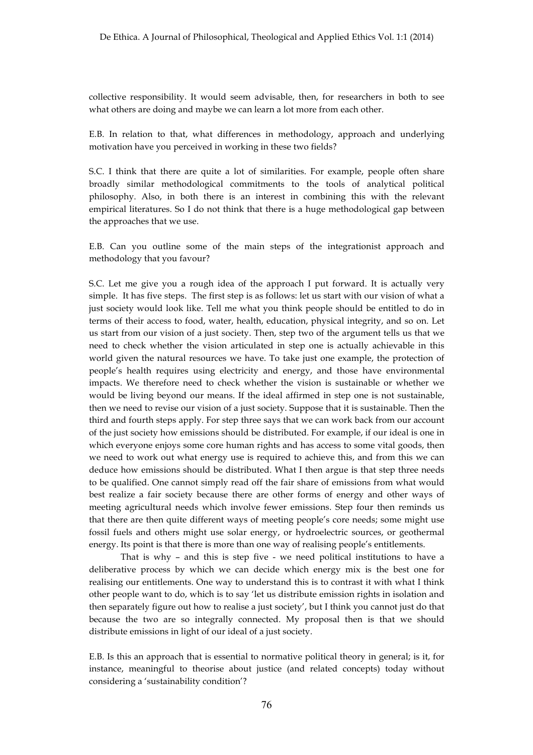collective responsibility. It would seem advisable, then, for researchers in both to see what others are doing and maybe we can learn a lot more from each other.

E.B. In relation to that, what differences in methodology, approach and underlying motivation have you perceived in working in these two fields?

S.C. I think that there are quite a lot of similarities. For example, people often share broadly similar methodological commitments to the tools of analytical political philosophy. Also, in both there is an interest in combining this with the relevant empirical literatures. So I do not think that there is a huge methodological gap between the approaches that we use.

E.B. Can you outline some of the main steps of the integrationist approach and methodology that you favour?

S.C. Let me give you a rough idea of the approach I put forward. It is actually very simple. It has five steps. The first step is as follows: let us start with our vision of what a just society would look like. Tell me what you think people should be entitled to do in terms of their access to food, water, health, education, physical integrity, and so on. Let us start from our vision of a just society. Then, step two of the argument tells us that we need to check whether the vision articulated in step one is actually achievable in this world given the natural resources we have. To take just one example, the protection of people's health requires using electricity and energy, and those have environmental impacts. We therefore need to check whether the vision is sustainable or whether we would be living beyond our means. If the ideal affirmed in step one is not sustainable, then we need to revise our vision of a just society. Suppose that it is sustainable. Then the third and fourth steps apply. For step three says that we can work back from our account of the just society how emissions should be distributed. For example, if our ideal is one in which everyone enjoys some core human rights and has access to some vital goods, then we need to work out what energy use is required to achieve this, and from this we can deduce how emissions should be distributed. What I then argue is that step three needs to be qualified. One cannot simply read off the fair share of emissions from what would best realize a fair society because there are other forms of energy and other ways of meeting agricultural needs which involve fewer emissions. Step four then reminds us that there are then quite different ways of meeting people's core needs; some might use fossil fuels and others might use solar energy, or hydroelectric sources, or geothermal energy. Its point is that there is more than one way of realising people's entitlements.

That is why – and this is step five - we need political institutions to have a deliberative process by which we can decide which energy mix is the best one for realising our entitlements. One way to understand this is to contrast it with what I think other people want to do, which is to say 'let us distribute emission rights in isolation and then separately figure out how to realise a just society', but I think you cannot just do that because the two are so integrally connected. My proposal then is that we should distribute emissions in light of our ideal of a just society.

E.B. Is this an approach that is essential to normative political theory in general; is it, for instance, meaningful to theorise about justice (and related concepts) today without considering a 'sustainability condition'?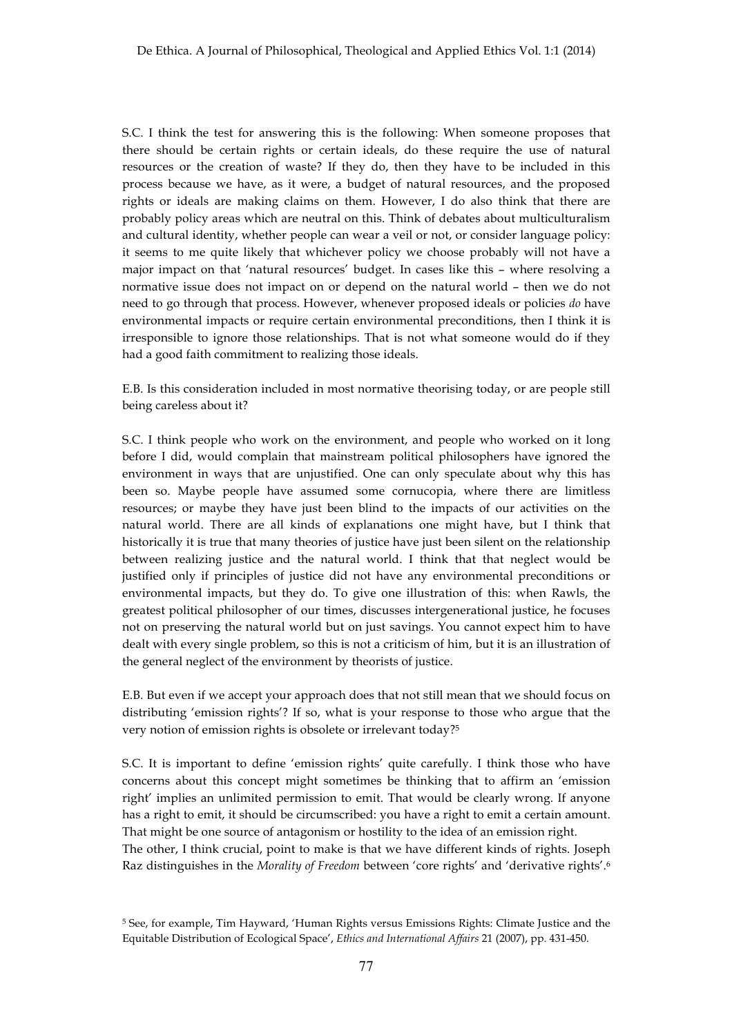S.C. I think the test for answering this is the following: When someone proposes that there should be certain rights or certain ideals, do these require the use of natural resources or the creation of waste? If they do, then they have to be included in this process because we have, as it were, a budget of natural resources, and the proposed rights or ideals are making claims on them. However, I do also think that there are probably policy areas which are neutral on this. Think of debates about multiculturalism and cultural identity, whether people can wear a veil or not, or consider language policy: it seems to me quite likely that whichever policy we choose probably will not have a major impact on that 'natural resources' budget. In cases like this – where resolving a normative issue does not impact on or depend on the natural world – then we do not need to go through that process. However, whenever proposed ideals or policies *do* have environmental impacts or require certain environmental preconditions, then I think it is irresponsible to ignore those relationships. That is not what someone would do if they had a good faith commitment to realizing those ideals.

E.B. Is this consideration included in most normative theorising today, or are people still being careless about it?

S.C. I think people who work on the environment, and people who worked on it long before I did, would complain that mainstream political philosophers have ignored the environment in ways that are unjustified. One can only speculate about why this has been so. Maybe people have assumed some cornucopia, where there are limitless resources; or maybe they have just been blind to the impacts of our activities on the natural world. There are all kinds of explanations one might have, but I think that historically it is true that many theories of justice have just been silent on the relationship between realizing justice and the natural world. I think that that neglect would be justified only if principles of justice did not have any environmental preconditions or environmental impacts, but they do. To give one illustration of this: when Rawls, the greatest political philosopher of our times, discusses intergenerational justice, he focuses not on preserving the natural world but on just savings. You cannot expect him to have dealt with every single problem, so this is not a criticism of him, but it is an illustration of the general neglect of the environment by theorists of justice.

E.B. But even if we accept your approach does that not still mean that we should focus on distributing 'emission rights'? If so, what is your response to those who argue that the very notion of emission rights is obsolete or irrelevant today?[5]

S.C. It is important to define 'emission rights' quite carefully. I think those who have concerns about this concept might sometimes be thinking that to affirm an 'emission right' implies an unlimited permission to emit. That would be clearly wrong. If anyone has a right to emit, it should be circumscribed: you have a right to emit a certain amount. That might be one source of antagonism or hostility to the idea of an emission right.

The other, I think crucial, point to make is that we have different kinds of rights. Joseph Raz distinguishes in the *Morality of Freedom* between 'core rights' and 'derivative rights'.[6]

[5] See, for example, Tim Hayward, 'Human Rights versus Emissions Rights: Climate Justice and the Equitable Distribution of Ecological Space', *Ethics and International Affairs* 21 (2007), pp. 431-450.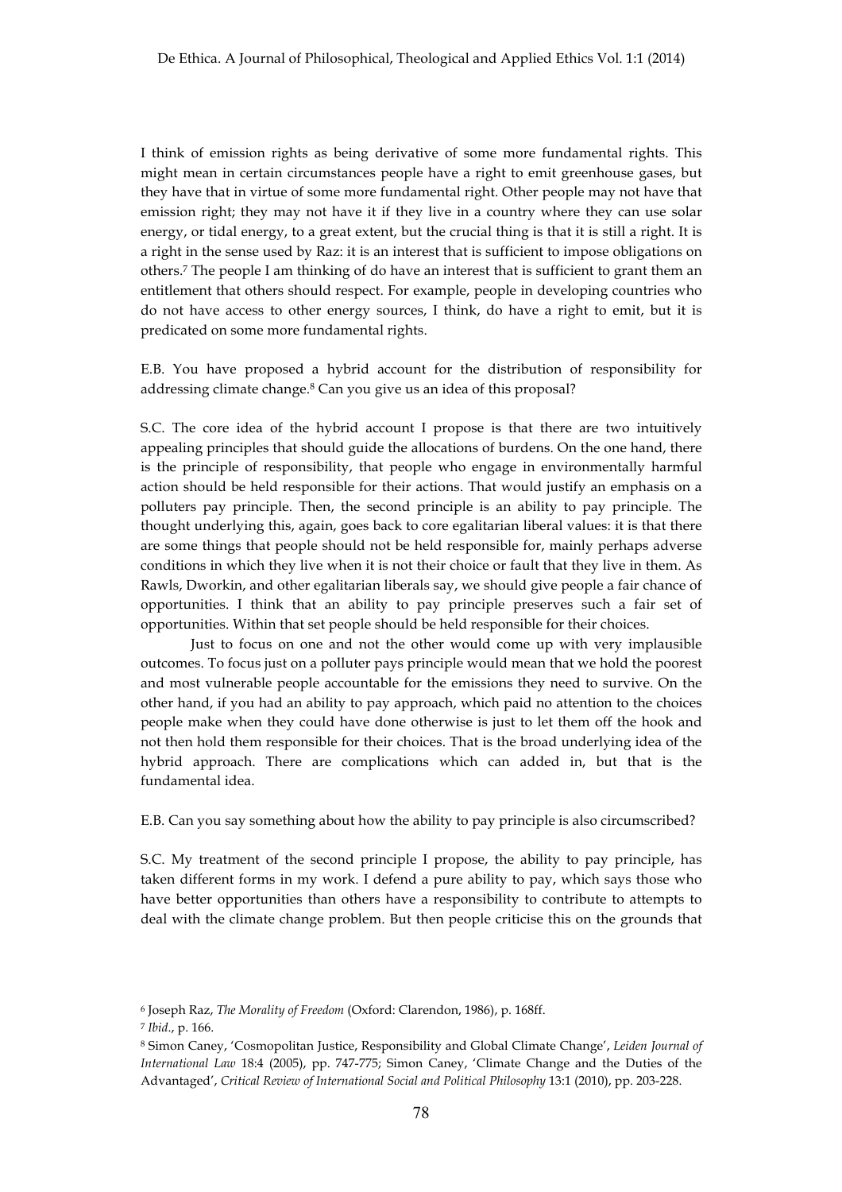I think of emission rights as being derivative of some more fundamental rights. This might mean in certain circumstances people have a right to emit greenhouse gases, but they have that in virtue of some more fundamental right. Other people may not have that emission right; they may not have it if they live in a country where they can use solar energy, or tidal energy, to a great extent, but the crucial thing is that it is still a right. It is a right in the sense used by Raz: it is an interest that is sufficient to impose obligations on others.[7] The people I am thinking of do have an interest that is sufficient to grant them an entitlement that others should respect. For example, people in developing countries who do not have access to other energy sources, I think, do have a right to emit, but it is predicated on some more fundamental rights.

E.B. You have proposed a hybrid account for the distribution of responsibility for addressing climate change.[8] Can you give us an idea of this proposal?

S.C. The core idea of the hybrid account I propose is that there are two intuitively appealing principles that should guide the allocations of burdens. On the one hand, there is the principle of responsibility, that people who engage in environmentally harmful action should be held responsible for their actions. That would justify an emphasis on a polluters pay principle. Then, the second principle is an ability to pay principle. The thought underlying this, again, goes back to core egalitarian liberal values: it is that there are some things that people should not be held responsible for, mainly perhaps adverse conditions in which they live when it is not their choice or fault that they live in them. As Rawls, Dworkin, and other egalitarian liberals say, we should give people a fair chance of opportunities. I think that an ability to pay principle preserves such a fair set of opportunities. Within that set people should be held responsible for their choices.

Just to focus on one and not the other would come up with very implausible outcomes. To focus just on a polluter pays principle would mean that we hold the poorest and most vulnerable people accountable for the emissions they need to survive. On the other hand, if you had an ability to pay approach, which paid no attention to the choices people make when they could have done otherwise is just to let them off the hook and not then hold them responsible for their choices. That is the broad underlying idea of the hybrid approach. There are complications which can added in, but that is the fundamental idea.

E.B. Can you say something about how the ability to pay principle is also circumscribed?

S.C. My treatment of the second principle I propose, the ability to pay principle, has taken different forms in my work. I defend a pure ability to pay, which says those who have better opportunities than others have a responsibility to contribute to attempts to deal with the climate change problem. But then people criticise this on the grounds that

---

[6] Joseph Raz, *The Morality of Freedom* (Oxford: Clarendon, 1986), p. 168ff.

[7] *Ibid*., p. 166.

[8] Simon Caney, 'Cosmopolitan Justice, Responsibility and Global Climate Change', *Leiden Journal of International Law* 18:4 (2005), pp. 747-775; Simon Caney, 'Climate Change and the Duties of the Advantaged', *Critical Review of International Social and Political Philosophy* 13:1 (2010), pp. 203-228.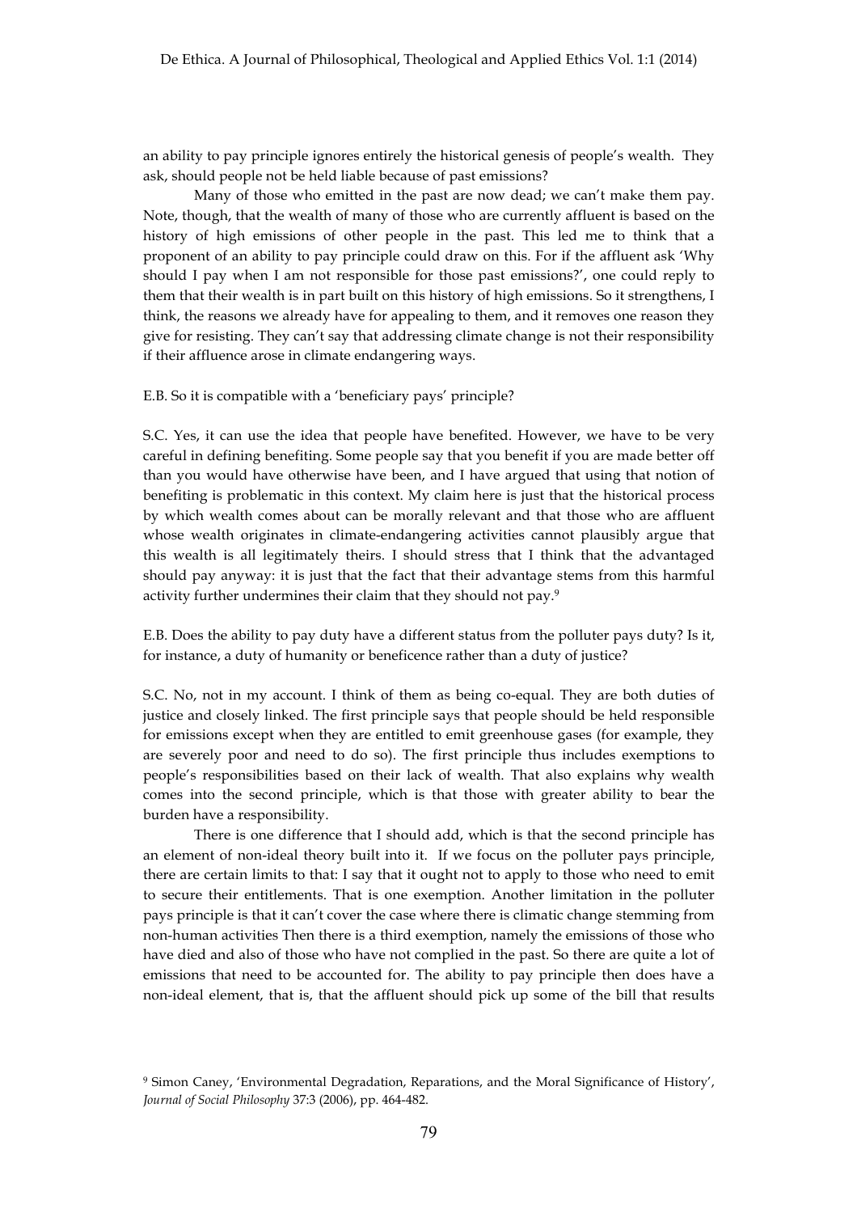an ability to pay principle ignores entirely the historical genesis of people's wealth. They ask, should people not be held liable because of past emissions?

Many of those who emitted in the past are now dead; we can't make them pay. Note, though, that the wealth of many of those who are currently affluent is based on the history of high emissions of other people in the past. This led me to think that a proponent of an ability to pay principle could draw on this. For if the affluent ask 'Why should I pay when I am not responsible for those past emissions?', one could reply to them that their wealth is in part built on this history of high emissions. So it strengthens, I think, the reasons we already have for appealing to them, and it removes one reason they give for resisting. They can't say that addressing climate change is not their responsibility if their affluence arose in climate endangering ways.

E.B. So it is compatible with a 'beneficiary pays' principle?

S.C. Yes, it can use the idea that people have benefited. However, we have to be very careful in defining benefiting. Some people say that you benefit if you are made better off than you would have otherwise have been, and I have argued that using that notion of benefiting is problematic in this context. My claim here is just that the historical process by which wealth comes about can be morally relevant and that those who are affluent whose wealth originates in climate-endangering activities cannot plausibly argue that this wealth is all legitimately theirs. I should stress that I think that the advantaged should pay anyway: it is just that the fact that their advantage stems from this harmful activity further undermines their claim that they should not pay.[9]

E.B. Does the ability to pay duty have a different status from the polluter pays duty? Is it, for instance, a duty of humanity or beneficence rather than a duty of justice?

S.C. No, not in my account. I think of them as being co-equal. They are both duties of justice and closely linked. The first principle says that people should be held responsible for emissions except when they are entitled to emit greenhouse gases (for example, they are severely poor and need to do so). The first principle thus includes exemptions to people's responsibilities based on their lack of wealth. That also explains why wealth comes into the second principle, which is that those with greater ability to bear the burden have a responsibility.

There is one difference that I should add, which is that the second principle has an element of non-ideal theory built into it. If we focus on the polluter pays principle, there are certain limits to that: I say that it ought not to apply to those who need to emit to secure their entitlements. That is one exemption. Another limitation in the polluter pays principle is that it can't cover the case where there is climatic change stemming from non-human activities Then there is a third exemption, namely the emissions of those who have died and also of those who have not complied in the past. So there are quite a lot of emissions that need to be accounted for. The ability to pay principle then does have a non-ideal element, that is, that the affluent should pick up some of the bill that results

[9] Simon Caney, 'Environmental Degradation, Reparations, and the Moral Significance of History', *Journal of Social Philosophy* 37:3 (2006), pp. 464-482.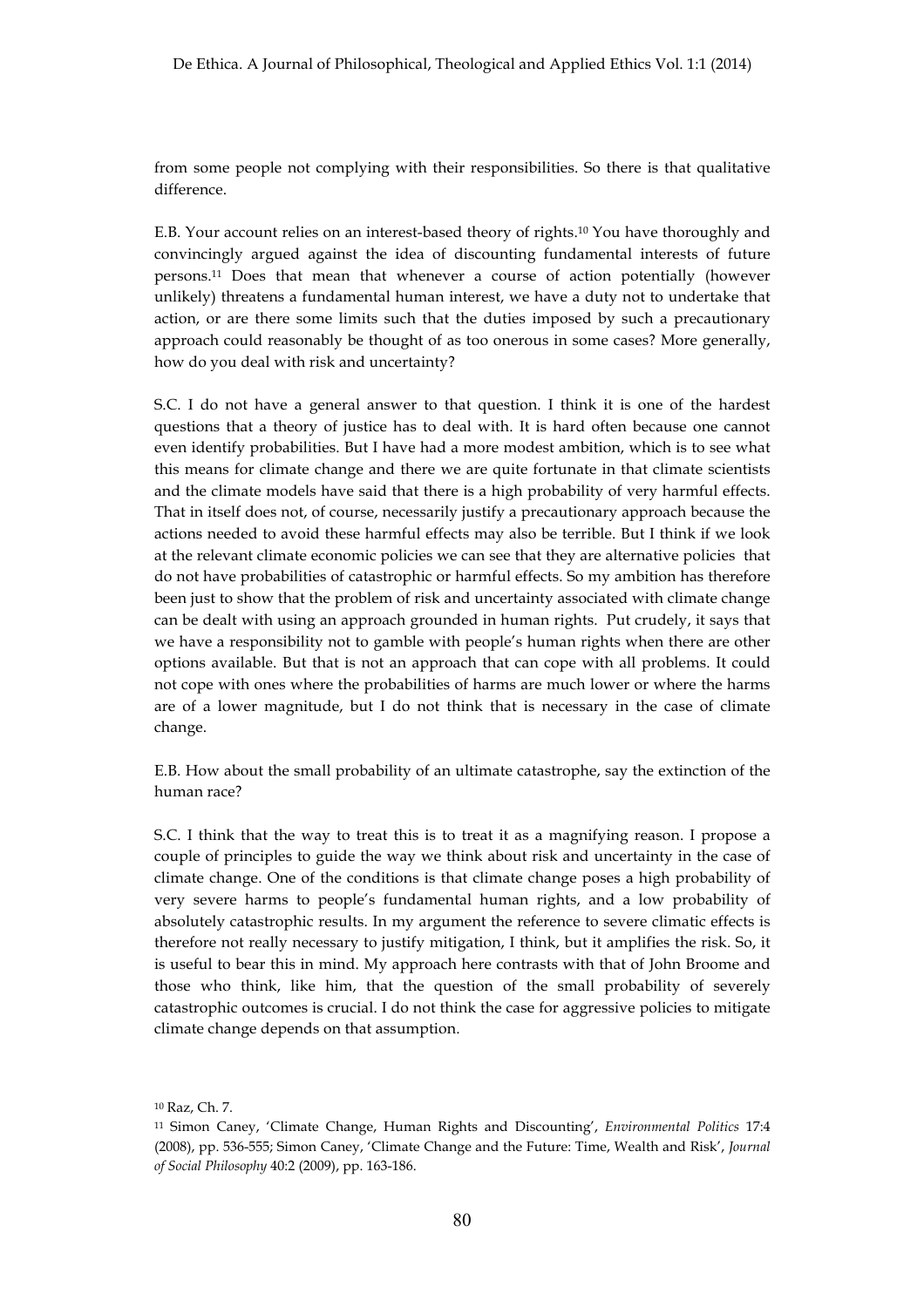from some people not complying with their responsibilities. So there is that qualitative difference.

E.B. Your account relies on an interest-based theory of rights.[10] You have thoroughly and convincingly argued against the idea of discounting fundamental interests of future persons.[11] Does that mean that whenever a course of action potentially (however unlikely) threatens a fundamental human interest, we have a duty not to undertake that action, or are there some limits such that the duties imposed by such a precautionary approach could reasonably be thought of as too onerous in some cases? More generally, how do you deal with risk and uncertainty?

S.C. I do not have a general answer to that question. I think it is one of the hardest questions that a theory of justice has to deal with. It is hard often because one cannot even identify probabilities. But I have had a more modest ambition, which is to see what this means for climate change and there we are quite fortunate in that climate scientists and the climate models have said that there is a high probability of very harmful effects. That in itself does not, of course, necessarily justify a precautionary approach because the actions needed to avoid these harmful effects may also be terrible. But I think if we look at the relevant climate economic policies we can see that they are alternative policies that do not have probabilities of catastrophic or harmful effects. So my ambition has therefore been just to show that the problem of risk and uncertainty associated with climate change can be dealt with using an approach grounded in human rights. Put crudely, it says that we have a responsibility not to gamble with people's human rights when there are other options available. But that is not an approach that can cope with all problems. It could not cope with ones where the probabilities of harms are much lower or where the harms are of a lower magnitude, but I do not think that is necessary in the case of climate change.

E.B. How about the small probability of an ultimate catastrophe, say the extinction of the human race?

S.C. I think that the way to treat this is to treat it as a magnifying reason. I propose a couple of principles to guide the way we think about risk and uncertainty in the case of climate change. One of the conditions is that climate change poses a high probability of very severe harms to people's fundamental human rights, and a low probability of absolutely catastrophic results. In my argument the reference to severe climatic effects is therefore not really necessary to justify mitigation, I think, but it amplifies the risk. So, it is useful to bear this in mind. My approach here contrasts with that of John Broome and those who think, like him, that the question of the small probability of severely catastrophic outcomes is crucial. I do not think the case for aggressive policies to mitigate climate change depends on that assumption.

---

[10] Raz, Ch. 7.

[11] Simon Caney, 'Climate Change, Human Rights and Discounting', *Environmental Politics* 17:4 (2008), pp. 536-555; Simon Caney, 'Climate Change and the Future: Time, Wealth and Risk', *Journal of Social Philosophy* 40:2 (2009), pp. 163-186.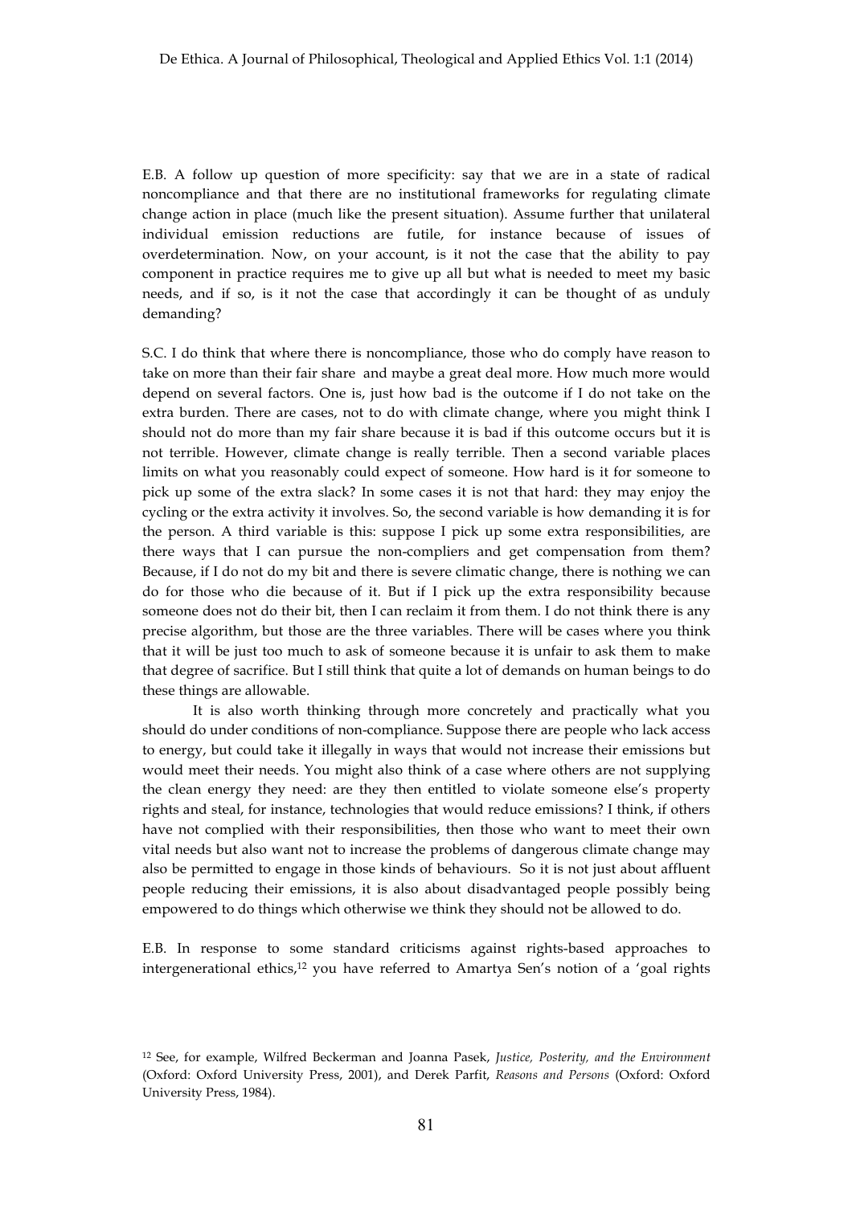E.B. A follow up question of more specificity: say that we are in a state of radical noncompliance and that there are no institutional frameworks for regulating climate change action in place (much like the present situation). Assume further that unilateral individual emission reductions are futile, for instance because of issues of overdetermination. Now, on your account, is it not the case that the ability to pay component in practice requires me to give up all but what is needed to meet my basic needs, and if so, is it not the case that accordingly it can be thought of as unduly demanding?

S.C. I do think that where there is noncompliance, those who do comply have reason to take on more than their fair share and maybe a great deal more. How much more would depend on several factors. One is, just how bad is the outcome if I do not take on the extra burden. There are cases, not to do with climate change, where you might think I should not do more than my fair share because it is bad if this outcome occurs but it is not terrible. However, climate change is really terrible. Then a second variable places limits on what you reasonably could expect of someone. How hard is it for someone to pick up some of the extra slack? In some cases it is not that hard: they may enjoy the cycling or the extra activity it involves. So, the second variable is how demanding it is for the person. A third variable is this: suppose I pick up some extra responsibilities, are there ways that I can pursue the non-compliers and get compensation from them? Because, if I do not do my bit and there is severe climatic change, there is nothing we can do for those who die because of it. But if I pick up the extra responsibility because someone does not do their bit, then I can reclaim it from them. I do not think there is any precise algorithm, but those are the three variables. There will be cases where you think that it will be just too much to ask of someone because it is unfair to ask them to make that degree of sacrifice. But I still think that quite a lot of demands on human beings to do these things are allowable.

It is also worth thinking through more concretely and practically what you should do under conditions of non-compliance. Suppose there are people who lack access to energy, but could take it illegally in ways that would not increase their emissions but would meet their needs. You might also think of a case where others are not supplying the clean energy they need: are they then entitled to violate someone else's property rights and steal, for instance, technologies that would reduce emissions? I think, if others have not complied with their responsibilities, then those who want to meet their own vital needs but also want not to increase the problems of dangerous climate change may also be permitted to engage in those kinds of behaviours. So it is not just about affluent people reducing their emissions, it is also about disadvantaged people possibly being empowered to do things which otherwise we think they should not be allowed to do.

E.B. In response to some standard criticisms against rights-based approaches to intergenerational ethics,[12] you have referred to Amartya Sen's notion of a 'goal rights

[12] See, for example, Wilfred Beckerman and Joanna Pasek, *Justice, Posterity, and the Environment* (Oxford: Oxford University Press, 2001), and Derek Parfit, *Reasons and Persons* (Oxford: Oxford University Press, 1984).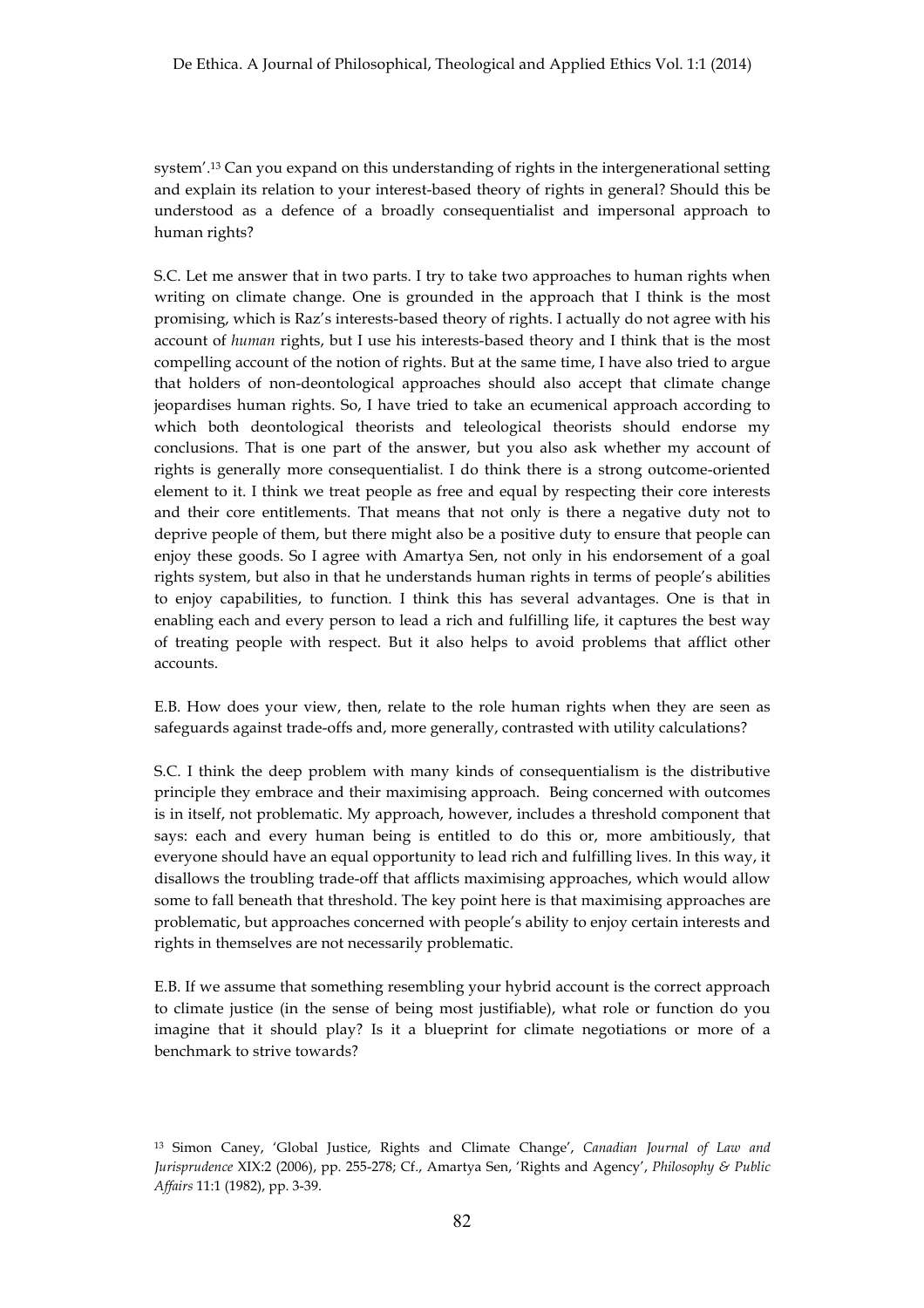system'.[13] Can you expand on this understanding of rights in the intergenerational setting and explain its relation to your interest-based theory of rights in general? Should this be understood as a defence of a broadly consequentialist and impersonal approach to human rights?

S.C. Let me answer that in two parts. I try to take two approaches to human rights when writing on climate change. One is grounded in the approach that I think is the most promising, which is Raz's interests-based theory of rights. I actually do not agree with his account of *human* rights, but I use his interests-based theory and I think that is the most compelling account of the notion of rights. But at the same time, I have also tried to argue that holders of non-deontological approaches should also accept that climate change jeopardises human rights. So, I have tried to take an ecumenical approach according to which both deontological theorists and teleological theorists should endorse my conclusions. That is one part of the answer, but you also ask whether my account of rights is generally more consequentialist. I do think there is a strong outcome-oriented element to it. I think we treat people as free and equal by respecting their core interests and their core entitlements. That means that not only is there a negative duty not to deprive people of them, but there might also be a positive duty to ensure that people can enjoy these goods. So I agree with Amartya Sen, not only in his endorsement of a goal rights system, but also in that he understands human rights in terms of people's abilities to enjoy capabilities, to function. I think this has several advantages. One is that in enabling each and every person to lead a rich and fulfilling life, it captures the best way of treating people with respect. But it also helps to avoid problems that afflict other accounts.

E.B. How does your view, then, relate to the role human rights when they are seen as safeguards against trade-offs and, more generally, contrasted with utility calculations?

S.C. I think the deep problem with many kinds of consequentialism is the distributive principle they embrace and their maximising approach. Being concerned with outcomes is in itself, not problematic. My approach, however, includes a threshold component that says: each and every human being is entitled to do this or, more ambitiously, that everyone should have an equal opportunity to lead rich and fulfilling lives. In this way, it disallows the troubling trade-off that afflicts maximising approaches, which would allow some to fall beneath that threshold. The key point here is that maximising approaches are problematic, but approaches concerned with people's ability to enjoy certain interests and rights in themselves are not necessarily problematic.

E.B. If we assume that something resembling your hybrid account is the correct approach to climate justice (in the sense of being most justifiable), what role or function do you imagine that it should play? Is it a blueprint for climate negotiations or more of a benchmark to strive towards?

[13] Simon Caney, 'Global Justice, Rights and Climate Change', *Canadian Journal of Law and Jurisprudence* XIX:2 (2006), pp. 255-278; Cf., Amartya Sen, 'Rights and Agency', *Philosophy & Public Affairs* 11:1 (1982), pp. 3-39.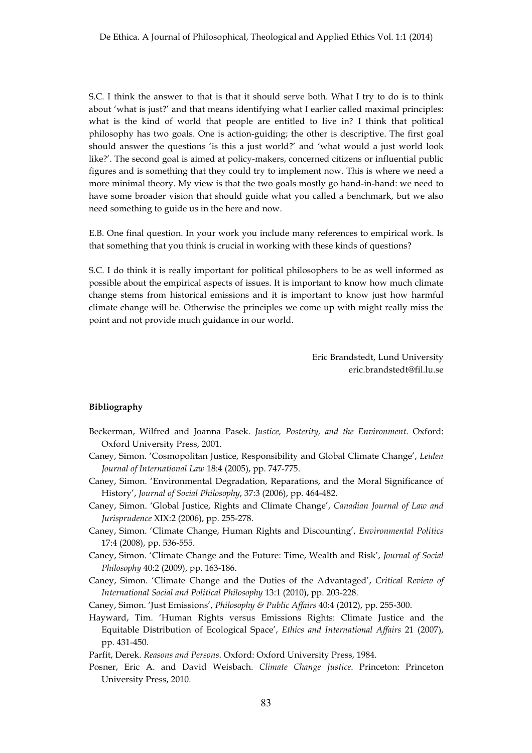S.C. I think the answer to that is that it should serve both. What I try to do is to think about 'what is just?' and that means identifying what I earlier called maximal principles: what is the kind of world that people are entitled to live in? I think that political philosophy has two goals. One is action-guiding; the other is descriptive. The first goal should answer the questions 'is this a just world?' and 'what would a just world look like?'. The second goal is aimed at policy-makers, concerned citizens or influential public figures and is something that they could try to implement now. This is where we need a more minimal theory. My view is that the two goals mostly go hand-in-hand: we need to have some broader vision that should guide what you called a benchmark, but we also need something to guide us in the here and now.

E.B. One final question. In your work you include many references to empirical work. Is that something that you think is crucial in working with these kinds of questions?

S.C. I do think it is really important for political philosophers to be as well informed as possible about the empirical aspects of issues. It is important to know how much climate change stems from historical emissions and it is important to know just how harmful climate change will be. Otherwise the principles we come up with might really miss the point and not provide much guidance in our world.

Eric Brandstedt, Lund University
eric.brandstedt@fil.lu.se

**Bibliography**

Beckerman, Wilfred and Joanna Pasek. *Justice, Posterity, and the Environment.* Oxford: Oxford University Press, 2001.

Caney, Simon. 'Cosmopolitan Justice, Responsibility and Global Climate Change', *Leiden Journal of International Law* 18:4 (2005), pp. 747-775.

Caney, Simon. 'Environmental Degradation, Reparations, and the Moral Significance of History', *Journal of Social Philosophy*, 37:3 (2006), pp. 464-482.

Caney, Simon. 'Global Justice, Rights and Climate Change', *Canadian Journal of Law and Jurisprudence* XIX:2 (2006), pp. 255-278.

Caney, Simon. 'Climate Change, Human Rights and Discounting', *Environmental Politics* 17:4 (2008), pp. 536-555.

Caney, Simon. 'Climate Change and the Future: Time, Wealth and Risk', *Journal of Social Philosophy* 40:2 (2009), pp. 163-186.

Caney, Simon. 'Climate Change and the Duties of the Advantaged', *Critical Review of International Social and Political Philosophy* 13:1 (2010), pp. 203-228.

Caney, Simon. 'Just Emissions', *Philosophy & Public Affairs* 40:4 (2012), pp. 255-300.

Hayward, Tim. 'Human Rights versus Emissions Rights: Climate Justice and the Equitable Distribution of Ecological Space', *Ethics and International Affairs* 21 (2007), pp. 431-450.

Parfit, Derek. *Reasons and Persons.* Oxford: Oxford University Press, 1984.

Posner, Eric A. and David Weisbach. *Climate Change Justice*. Princeton: Princeton University Press, 2010.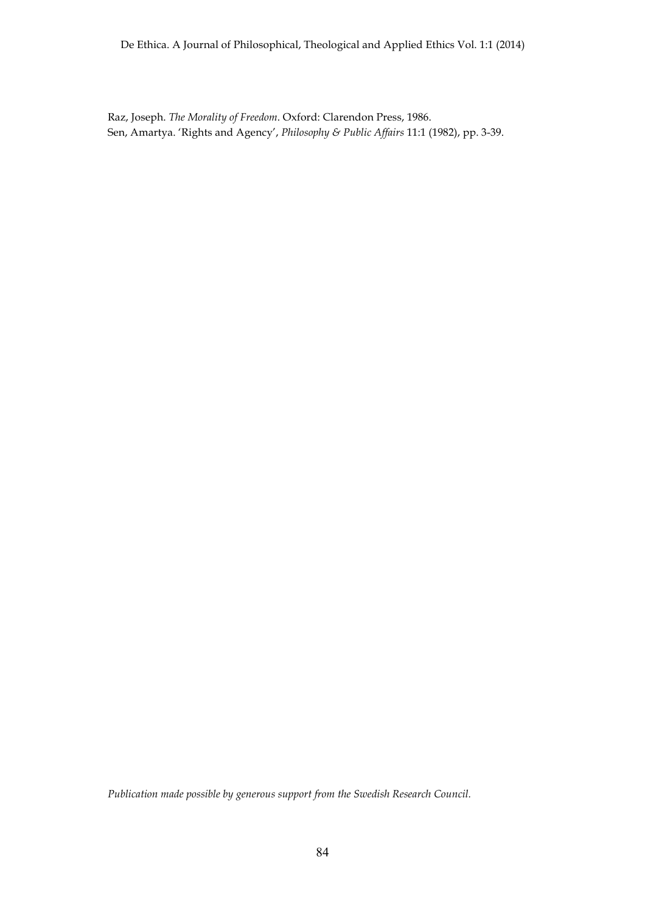Raz, Joseph. *The Morality of Freedom*. Oxford: Clarendon Press, 1986.
Sen, Amartya. 'Rights and Agency', *Philosophy & Public Affairs* 11:1 (1982), pp. 3-39.

*Publication made possible by generous support from the Swedish Research Council.*